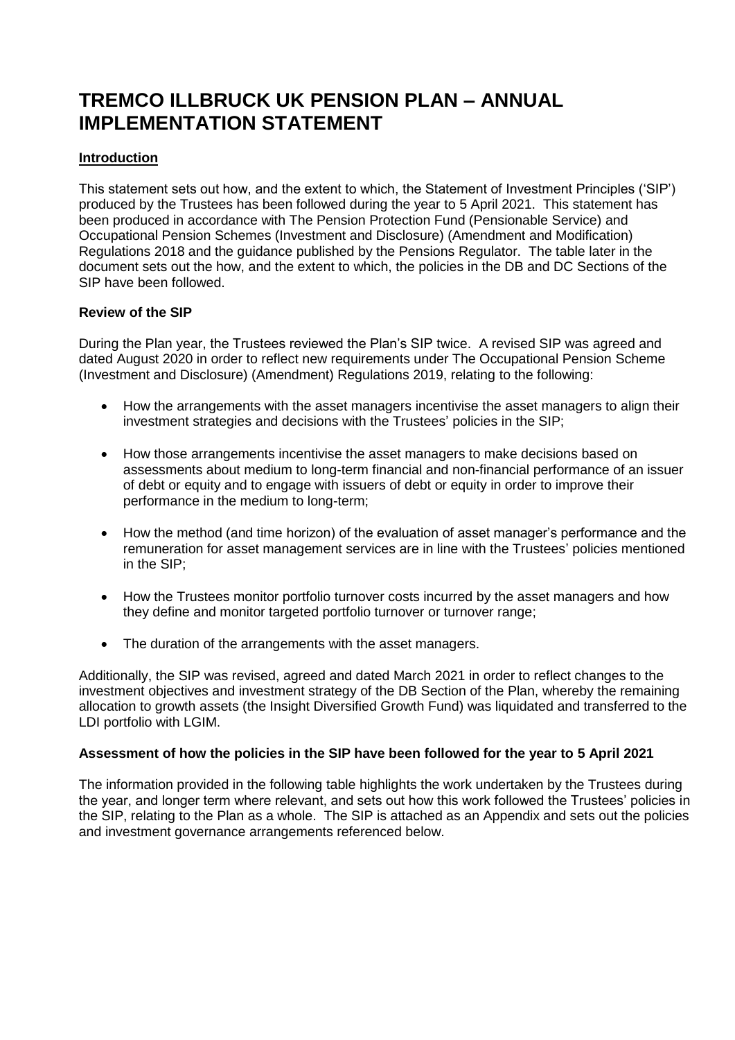# TREMCO ILLBRUCK UK PENSION PLAN – ANNUAL IMPLEMENTATION STATEMENT

## Introduction

This statement sets out how, and the extent to which, the Statement of Investment Principles ('SIP') produced by the Trustees has been followed during the year to 5 April 2021. This statement has been produced in accordance with The Pension Protection Fund (Pensionable Service) and Occupational Pension Schemes (Investment and Disclosure) (Amendment and Modification) Regulations 2018 and the guidance published by the Pensions Regulator. The table later in the document sets out the how, and the extent to which, the policies in the DB and DC Sections of the SIP have been followed.

### Review of the SIP

During the Plan year, the Trustees reviewed the Plan's SIP twice. A revised SIP was agreed and dated August 2020 in order to reflect new requirements under The Occupational Pension Scheme (Investment and Disclosure) (Amendment) Regulations 2019, relating to the following:

- How the arrangements with the asset managers incentivise the asset managers to align their investment strategies and decisions with the Trustees' policies in the SIP;
- How those arrangements incentivise the asset managers to make decisions based on assessments about medium to long-term financial and non-financial performance of an issuer of debt or equity and to engage with issuers of debt or equity in order to improve their performance in the medium to long-term;
- How the method (and time horizon) of the evaluation of asset manager's performance and the remuneration for asset management services are in line with the Trustees' policies mentioned in the SIP;
- How the Trustees monitor portfolio turnover costs incurred by the asset managers and how they define and monitor targeted portfolio turnover or turnover range;
- The duration of the arrangements with the asset managers.

Additionally, the SIP was revised, agreed and dated March 2021 in order to reflect changes to the investment objectives and investment strategy of the DB Section of the Plan, whereby the remaining allocation to growth assets (the Insight Diversified Growth Fund) was liquidated and transferred to the LDI portfolio with LGIM.

### Assessment of how the policies in the SIP have been followed for the year to 5 April 2021

The information provided in the following table highlights the work undertaken by the Trustees during the year, and longer term where relevant, and sets out how this work followed the Trustees' policies in the SIP, relating to the Plan as a whole. The SIP is attached as an Appendix and sets out the policies and investment governance arrangements referenced below.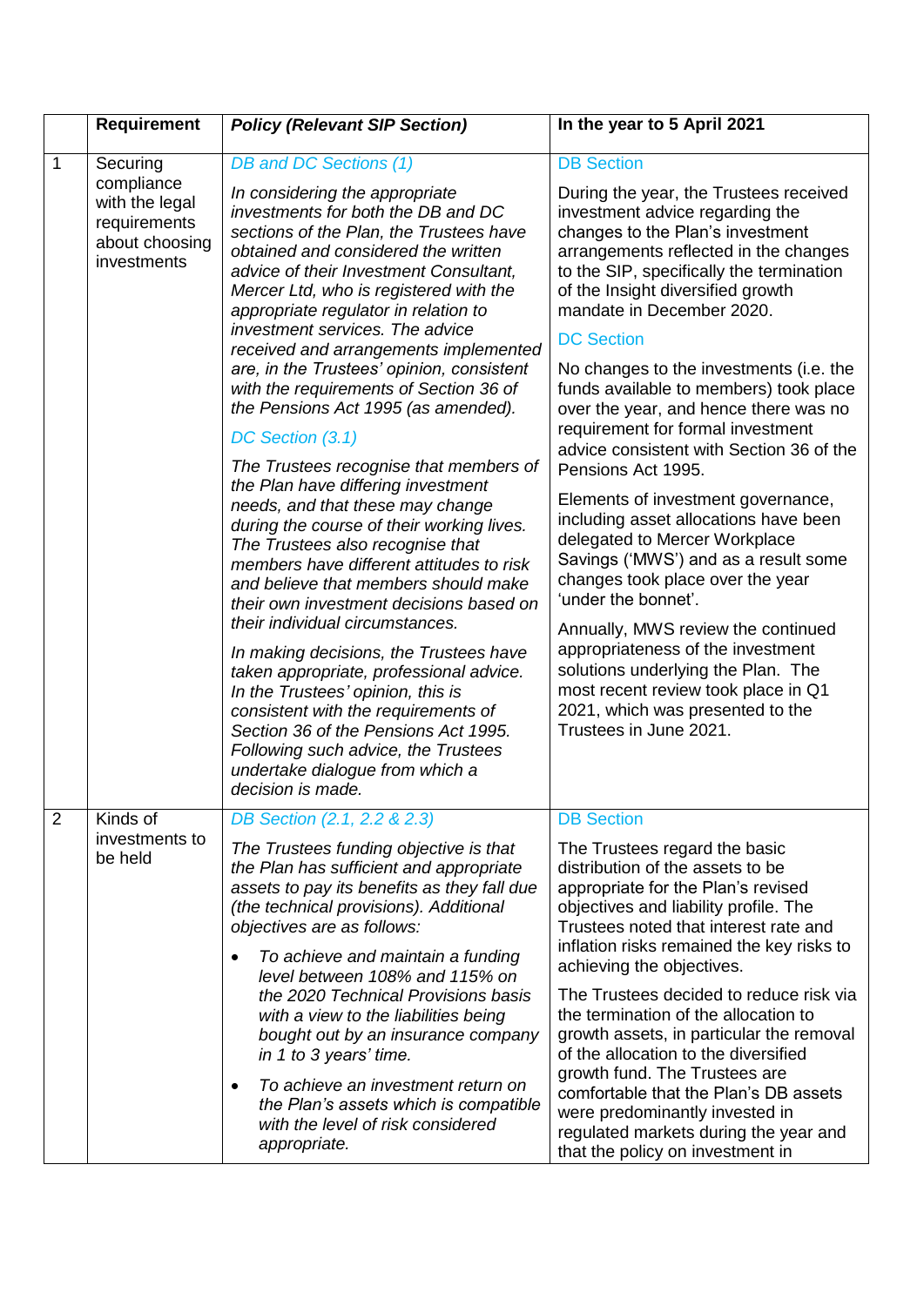| | Requirement | *Policy (Relevant SIP Section)* | In the year to 5 April 2021 |
|---|---|---|---|
| 1 | Securing compliance with the legal requirements about choosing investments | *DB and DC Sections (1)*<br><br>*In considering the appropriate investments for both the DB and DC sections of the Plan, the Trustees have obtained and considered the written advice of their Investment Consultant, Mercer Ltd, who is registered with the appropriate regulator in relation to investment services. The advice received and arrangements implemented are, in the Trustees' opinion, consistent with the requirements of Section 36 of the Pensions Act 1995 (as amended).*<br><br>*DC Section (3.1)*<br><br>*The Trustees recognise that members of the Plan have differing investment needs, and that these may change during the course of their working lives. The Trustees also recognise that members have different attitudes to risk and believe that members should make their own investment decisions based on their individual circumstances.*<br><br>*In making decisions, the Trustees have taken appropriate, professional advice. In the Trustees' opinion, this is consistent with the requirements of Section 36 of the Pensions Act 1995. Following such advice, the Trustees undertake dialogue from which a decision is made.* | DB Section<br><br>During the year, the Trustees received investment advice regarding the changes to the Plan's investment arrangements reflected in the changes to the SIP, specifically the termination of the Insight diversified growth mandate in December 2020.<br><br>DC Section<br><br>No changes to the investments (i.e. the funds available to members) took place over the year, and hence there was no requirement for formal investment advice consistent with Section 36 of the Pensions Act 1995.<br><br>Elements of investment governance, including asset allocations have been delegated to Mercer Workplace Savings ('MWS') and as a result some changes took place over the year 'under the bonnet'.<br><br>Annually, MWS review the continued appropriateness of the investment solutions underlying the Plan. The most recent review took place in Q1 2021, which was presented to the Trustees in June 2021. |
| 2 | Kinds of investments to be held | *DB Section (2.1, 2.2 & 2.3)*<br><br>*The Trustees funding objective is that the Plan has sufficient and appropriate assets to pay its benefits as they fall due (the technical provisions). Additional objectives are as follows:*<br><br>• *To achieve and maintain a funding level between 108% and 115% on the 2020 Technical Provisions basis with a view to the liabilities being bought out by an insurance company in 1 to 3 years' time.*<br>• *To achieve an investment return on the Plan's assets which is compatible with the level of risk considered appropriate.* | DB Section<br><br>The Trustees regard the basic distribution of the assets to be appropriate for the Plan's revised objectives and liability profile. The Trustees noted that interest rate and inflation risks remained the key risks to achieving the objectives.<br><br>The Trustees decided to reduce risk via the termination of the allocation to growth assets, in particular the removal of the allocation to the diversified growth fund. The Trustees are comfortable that the Plan's DB assets were predominantly invested in regulated markets during the year and that the policy on investment in |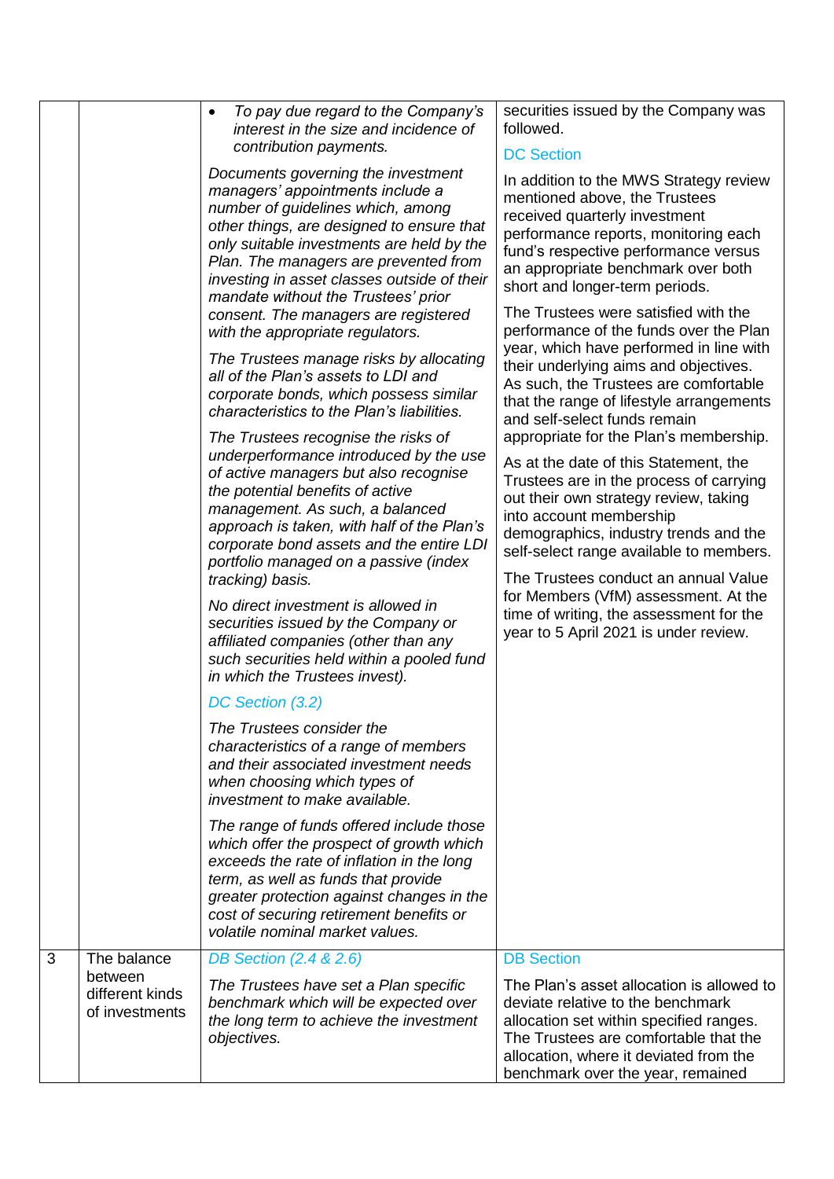| | | | |
|---|---|---|---|
| | | • *To pay due regard to the Company's interest in the size and incidence of contribution payments.*<br><br>*Documents governing the investment managers' appointments include a number of guidelines which, among other things, are designed to ensure that only suitable investments are held by the Plan. The managers are prevented from investing in asset classes outside of their mandate without the Trustees' prior consent. The managers are registered with the appropriate regulators.*<br><br>*The Trustees manage risks by allocating all of the Plan's assets to LDI and corporate bonds, which possess similar characteristics to the Plan's liabilities.*<br><br>*The Trustees recognise the risks of underperformance introduced by the use of active managers but also recognise the potential benefits of active management. As such, a balanced approach is taken, with half of the Plan's corporate bond assets and the entire LDI portfolio managed on a passive (index tracking) basis.*<br><br>*No direct investment is allowed in securities issued by the Company or affiliated companies (other than any such securities held within a pooled fund in which the Trustees invest).*<br><br>*DC Section (3.2)*<br><br>*The Trustees consider the characteristics of a range of members and their associated investment needs when choosing which types of investment to make available.*<br><br>*The range of funds offered include those which offer the prospect of growth which exceeds the rate of inflation in the long term, as well as funds that provide greater protection against changes in the cost of securing retirement benefits or volatile nominal market values.* | securities issued by the Company was followed.<br><br>DC Section<br><br>In addition to the MWS Strategy review mentioned above, the Trustees received quarterly investment performance reports, monitoring each fund's respective performance versus an appropriate benchmark over both short and longer-term periods.<br><br>The Trustees were satisfied with the performance of the funds over the Plan year, which have performed in line with their underlying aims and objectives. As such, the Trustees are comfortable that the range of lifestyle arrangements and self-select funds remain appropriate for the Plan's membership.<br><br>As at the date of this Statement, the Trustees are in the process of carrying out their own strategy review, taking into account membership demographics, industry trends and the self-select range available to members.<br><br>The Trustees conduct an annual Value for Members (VfM) assessment. At the time of writing, the assessment for the year to 5 April 2021 is under review. |
| 3 | The balance between different kinds of investments | *DB Section (2.4 & 2.6)*<br><br>*The Trustees have set a Plan specific benchmark which will be expected over the long term to achieve the investment objectives.* | DB Section<br><br>The Plan's asset allocation is allowed to deviate relative to the benchmark allocation set within specified ranges. The Trustees are comfortable that the allocation, where it deviated from the benchmark over the year, remained |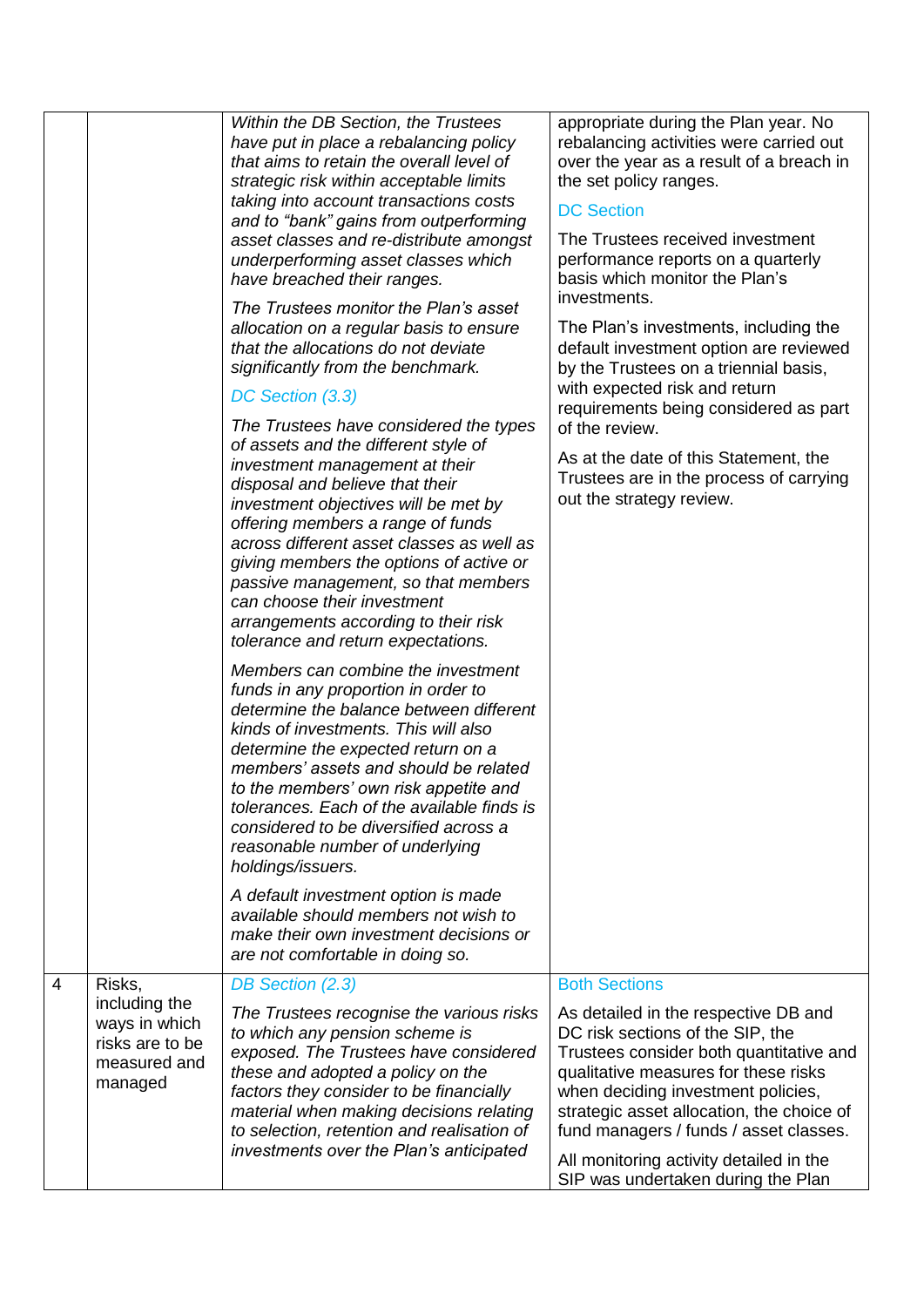| | | | |
|---|---|---|---|
| | | *Within the DB Section, the Trustees have put in place a rebalancing policy that aims to retain the overall level of strategic risk within acceptable limits taking into account transactions costs and to "bank" gains from outperforming asset classes and re-distribute amongst underperforming asset classes which have breached their ranges.*<br><br>*The Trustees monitor the Plan's asset allocation on a regular basis to ensure that the allocations do not deviate significantly from the benchmark.*<br><br>*DC Section (3.3)*<br><br>*The Trustees have considered the types of assets and the different style of investment management at their disposal and believe that their investment objectives will be met by offering members a range of funds across different asset classes as well as giving members the options of active or passive management, so that members can choose their investment arrangements according to their risk tolerance and return expectations.*<br><br>*Members can combine the investment funds in any proportion in order to determine the balance between different kinds of investments. This will also determine the expected return on a members' assets and should be related to the members' own risk appetite and tolerances. Each of the available finds is considered to be diversified across a reasonable number of underlying holdings/issuers.*<br><br>*A default investment option is made available should members not wish to make their own investment decisions or are not comfortable in doing so.* | appropriate during the Plan year. No rebalancing activities were carried out over the year as a result of a breach in the set policy ranges.<br><br>DC Section<br><br>The Trustees received investment performance reports on a quarterly basis which monitor the Plan's investments.<br><br>The Plan's investments, including the default investment option are reviewed by the Trustees on a triennial basis, with expected risk and return requirements being considered as part of the review.<br><br>As at the date of this Statement, the Trustees are in the process of carrying out the strategy review. |
| 4 | Risks, including the ways in which risks are to be measured and managed | *DB Section (2.3)*<br><br>*The Trustees recognise the various risks to which any pension scheme is exposed. The Trustees have considered these and adopted a policy on the factors they consider to be financially material when making decisions relating to selection, retention and realisation of investments over the Plan's anticipated* | Both Sections<br><br>As detailed in the respective DB and DC risk sections of the SIP, the Trustees consider both quantitative and qualitative measures for these risks when deciding investment policies, strategic asset allocation, the choice of fund managers / funds / asset classes.<br><br>All monitoring activity detailed in the SIP was undertaken during the Plan |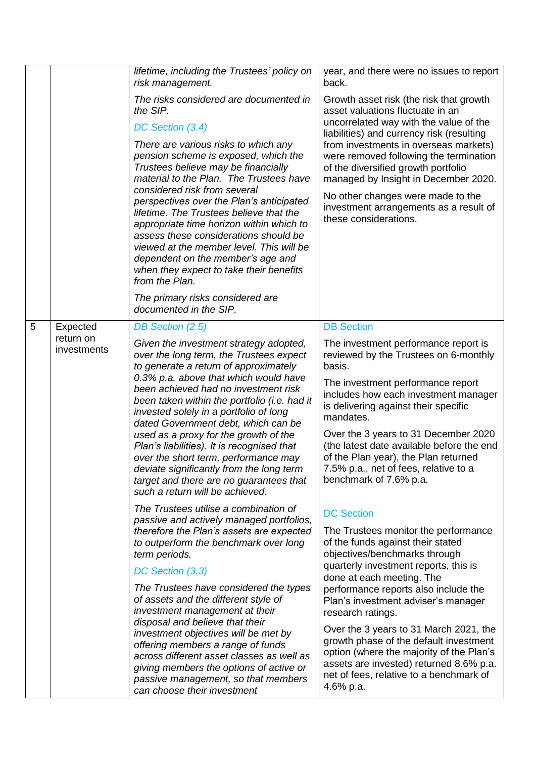| | | | |
|---|---|---|---|
| | | *lifetime, including the Trustees' policy on risk management.*<br><br>*The risks considered are documented in the SIP.*<br><br>DC Section (3.4)<br><br>*There are various risks to which any pension scheme is exposed, which the Trustees believe may be financially material to the Plan. The Trustees have considered risk from several perspectives over the Plan's anticipated lifetime. The Trustees believe that the appropriate time horizon within which to assess these considerations should be viewed at the member level. This will be dependent on the member's age and when they expect to take their benefits from the Plan.*<br><br>*The primary risks considered are documented in the SIP.* | year, and there were no issues to report back.<br><br>Growth asset risk (the risk that growth asset valuations fluctuate in an uncorrelated way with the value of the liabilities) and currency risk (resulting from investments in overseas markets) were removed following the termination of the diversified growth portfolio managed by Insight in December 2020.<br><br>No other changes were made to the investment arrangements as a result of these considerations. |
| 5 | Expected return on investments | DB Section (2.5)<br><br>*Given the investment strategy adopted, over the long term, the Trustees expect to generate a return of approximately 0.3% p.a. above that which would have been achieved had no investment risk been taken within the portfolio (i.e. had it invested solely in a portfolio of long dated Government debt, which can be used as a proxy for the growth of the Plan's liabilities). It is recognised that over the short term, performance may deviate significantly from the long term target and there are no guarantees that such a return will be achieved.*<br><br>*The Trustees utilise a combination of passive and actively managed portfolios, therefore the Plan's assets are expected to outperform the benchmark over long term periods.*<br><br>DC Section (3.3)<br><br>*The Trustees have considered the types of assets and the different style of investment management at their disposal and believe that their investment objectives will be met by offering members a range of funds across different asset classes as well as giving members the options of active or passive management, so that members can choose their investment* | DB Section<br><br>The investment performance report is reviewed by the Trustees on 6-monthly basis.<br><br>The investment performance report includes how each investment manager is delivering against their specific mandates.<br><br>Over the 3 years to 31 December 2020 (the latest date available before the end of the Plan year), the Plan returned 7.5% p.a., net of fees, relative to a benchmark of 7.6% p.a.<br><br>DC Section<br><br>The Trustees monitor the performance of the funds against their stated objectives/benchmarks through quarterly investment reports, this is done at each meeting. The performance reports also include the Plan's investment adviser's manager research ratings.<br><br>Over the 3 years to 31 March 2021, the growth phase of the default investment option (where the majority of the Plan's assets are invested) returned 8.6% p.a. net of fees, relative to a benchmark of 4.6% p.a. |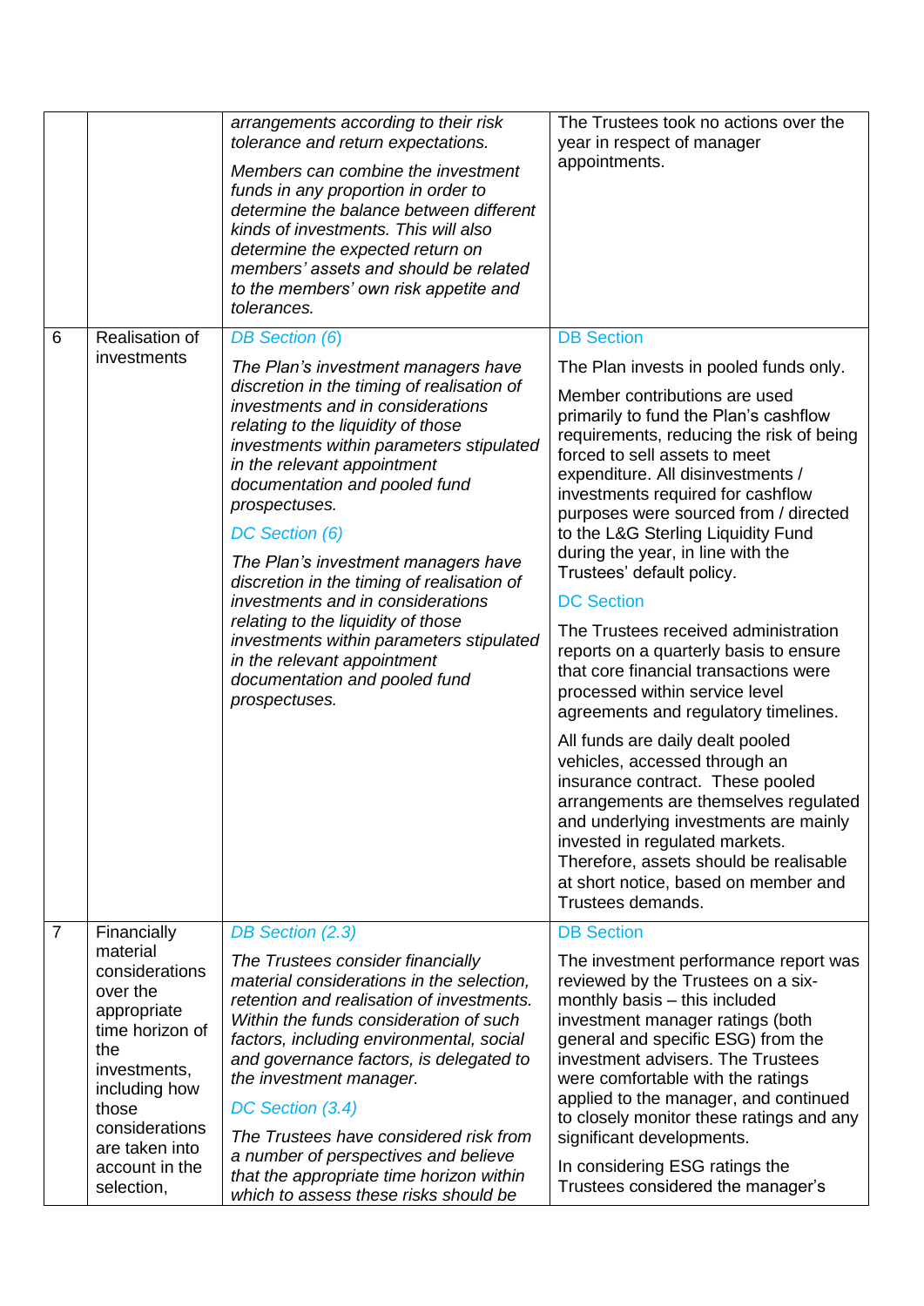| | | | |
|---|---|---|---|
| | | *arrangements according to their risk tolerance and return expectations.*<br><br>*Members can combine the investment funds in any proportion in order to determine the balance between different kinds of investments. This will also determine the expected return on members' assets and should be related to the members' own risk appetite and tolerances.* | The Trustees took no actions over the year in respect of manager appointments. |
| 6 | Realisation of investments | *DB Section (6)*<br><br>*The Plan's investment managers have discretion in the timing of realisation of investments and in considerations relating to the liquidity of those investments within parameters stipulated in the relevant appointment documentation and pooled fund prospectuses.*<br><br>*DC Section (6)*<br><br>*The Plan's investment managers have discretion in the timing of realisation of investments and in considerations relating to the liquidity of those investments within parameters stipulated in the relevant appointment documentation and pooled fund prospectuses.* | DB Section<br><br>The Plan invests in pooled funds only.<br><br>Member contributions are used primarily to fund the Plan's cashflow requirements, reducing the risk of being forced to sell assets to meet expenditure. All disinvestments / investments required for cashflow purposes were sourced from / directed to the L&G Sterling Liquidity Fund during the year, in line with the Trustees' default policy.<br><br>DC Section<br><br>The Trustees received administration reports on a quarterly basis to ensure that core financial transactions were processed within service level agreements and regulatory timelines.<br><br>All funds are daily dealt pooled vehicles, accessed through an insurance contract. These pooled arrangements are themselves regulated and underlying investments are mainly invested in regulated markets. Therefore, assets should be realisable at short notice, based on member and Trustees demands. |
| 7 | Financially material considerations over the appropriate time horizon of the investments, including how those considerations are taken into account in the selection, | *DB Section (2.3)*<br><br>*The Trustees consider financially material considerations in the selection, retention and realisation of investments. Within the funds consideration of such factors, including environmental, social and governance factors, is delegated to the investment manager.*<br><br>*DC Section (3.4)*<br><br>*The Trustees have considered risk from a number of perspectives and believe that the appropriate time horizon within which to assess these risks should be* | DB Section<br><br>The investment performance report was reviewed by the Trustees on a six-monthly basis – this included investment manager ratings (both general and specific ESG) from the investment advisers. The Trustees were comfortable with the ratings applied to the manager, and continued to closely monitor these ratings and any significant developments.<br><br>In considering ESG ratings the Trustees considered the manager's |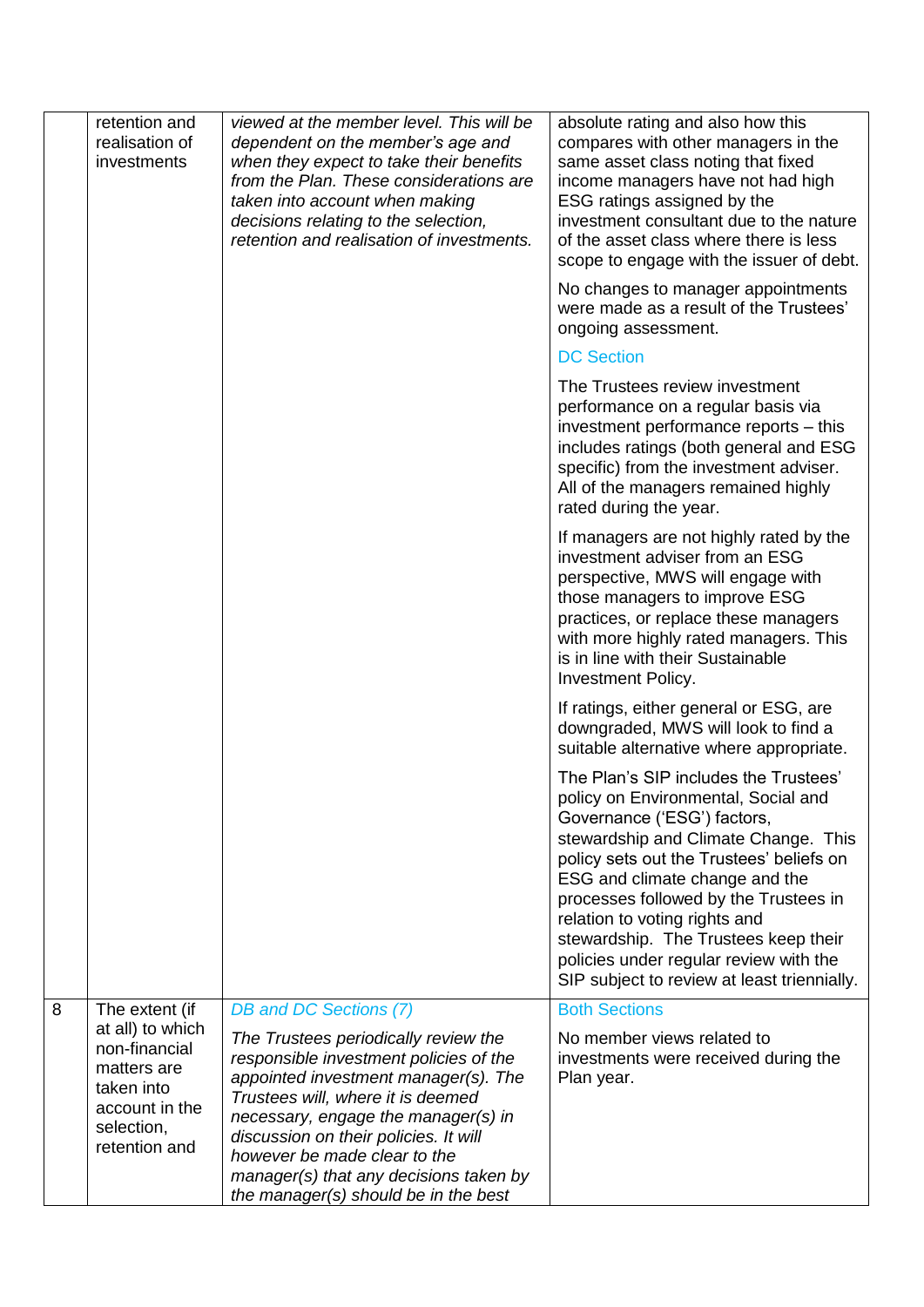| | | | |
|---|---|---|---|
| | retention and realisation of investments | *viewed at the member level. This will be dependent on the member's age and when they expect to take their benefits from the Plan. These considerations are taken into account when making decisions relating to the selection, retention and realisation of investments.* | absolute rating and also how this compares with other managers in the same asset class noting that fixed income managers have not had high ESG ratings assigned by the investment consultant due to the nature of the asset class where there is less scope to engage with the issuer of debt.<br><br>No changes to manager appointments were made as a result of the Trustees' ongoing assessment.<br><br>DC Section<br><br>The Trustees review investment performance on a regular basis via investment performance reports – this includes ratings (both general and ESG specific) from the investment adviser. All of the managers remained highly rated during the year.<br><br>If managers are not highly rated by the investment adviser from an ESG perspective, MWS will engage with those managers to improve ESG practices, or replace these managers with more highly rated managers. This is in line with their Sustainable Investment Policy.<br><br>If ratings, either general or ESG, are downgraded, MWS will look to find a suitable alternative where appropriate.<br><br>The Plan's SIP includes the Trustees' policy on Environmental, Social and Governance ('ESG') factors, stewardship and Climate Change. This policy sets out the Trustees' beliefs on ESG and climate change and the processes followed by the Trustees in relation to voting rights and stewardship. The Trustees keep their policies under regular review with the SIP subject to review at least triennially. |
| 8 | The extent (if at all) to which non-financial matters are taken into account in the selection, retention and | *DB and DC Sections (7)*<br><br>*The Trustees periodically review the responsible investment policies of the appointed investment manager(s). The Trustees will, where it is deemed necessary, engage the manager(s) in discussion on their policies. It will however be made clear to the manager(s) that any decisions taken by the manager(s) should be in the best* | Both Sections<br><br>No member views related to investments were received during the Plan year. |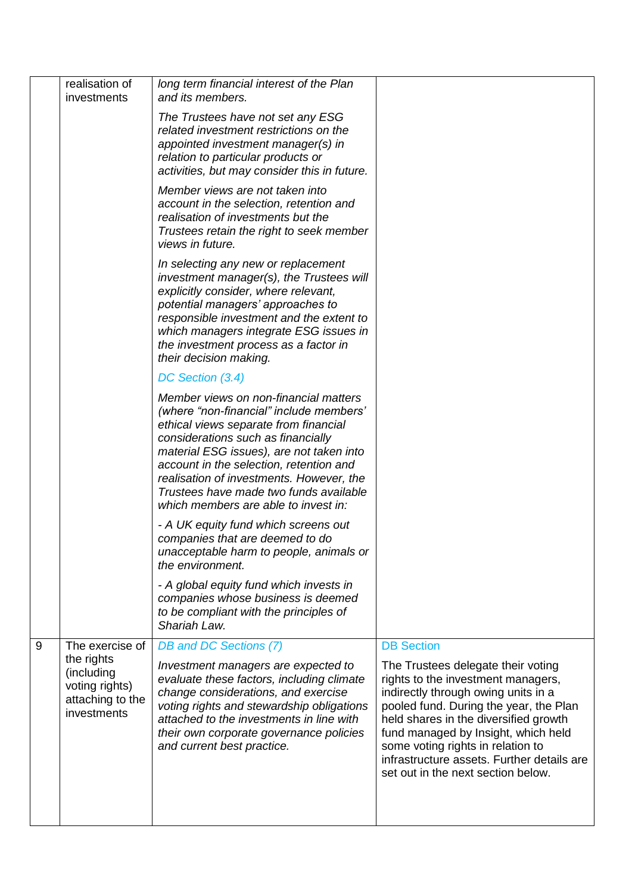| | | | |
|---|---|---|---|
| | realisation of investments | *long term financial interest of the Plan and its members.*<br><br>*The Trustees have not set any ESG related investment restrictions on the appointed investment manager(s) in relation to particular products or activities, but may consider this in future.*<br><br>*Member views are not taken into account in the selection, retention and realisation of investments but the Trustees retain the right to seek member views in future.*<br><br>*In selecting any new or replacement investment manager(s), the Trustees will explicitly consider, where relevant, potential managers' approaches to responsible investment and the extent to which managers integrate ESG issues in the investment process as a factor in their decision making.*<br><br>*DC Section (3.4)*<br><br>*Member views on non-financial matters (where "non-financial" include members' ethical views separate from financial considerations such as financially material ESG issues), are not taken into account in the selection, retention and realisation of investments. However, the Trustees have made two funds available which members are able to invest in:*<br><br>*- A UK equity fund which screens out companies that are deemed to do unacceptable harm to people, animals or the environment.*<br><br>*- A global equity fund which invests in companies whose business is deemed to be compliant with the principles of Shariah Law.* | |
| 9 | The exercise of the rights (including voting rights) attaching to the investments | *DB and DC Sections (7)*<br><br>*Investment managers are expected to evaluate these factors, including climate change considerations, and exercise voting rights and stewardship obligations attached to the investments in line with their own corporate governance policies and current best practice.* | DB Section<br><br>The Trustees delegate their voting rights to the investment managers, indirectly through owing units in a pooled fund. During the year, the Plan held shares in the diversified growth fund managed by Insight, which held some voting rights in relation to infrastructure assets. Further details are set out in the next section below. |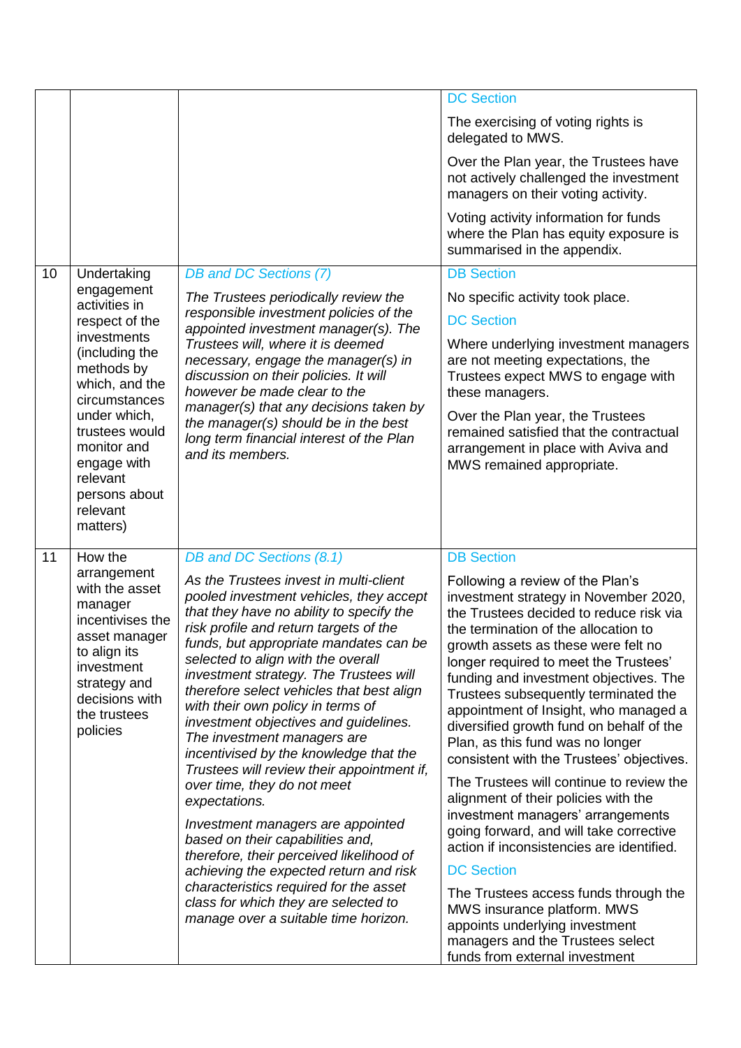| | | | |
|---|---|---|---|
| | | | DC Section<br><br>The exercising of voting rights is delegated to MWS.<br><br>Over the Plan year, the Trustees have not actively challenged the investment managers on their voting activity.<br><br>Voting activity information for funds where the Plan has equity exposure is summarised in the appendix. |
| 10 | Undertaking engagement activities in respect of the investments (including the methods by which, and the circumstances under which, trustees would monitor and engage with relevant persons about relevant matters) | DB and DC Sections (7)<br><br>*The Trustees periodically review the responsible investment policies of the appointed investment manager(s). The Trustees will, where it is deemed necessary, engage the manager(s) in discussion on their policies. It will however be made clear to the manager(s) that any decisions taken by the manager(s) should be in the best long term financial interest of the Plan and its members.* | DB Section<br><br>No specific activity took place.<br><br>DC Section<br><br>Where underlying investment managers are not meeting expectations, the Trustees expect MWS to engage with these managers.<br><br>Over the Plan year, the Trustees remained satisfied that the contractual arrangement in place with Aviva and MWS remained appropriate. |
| 11 | How the arrangement with the asset manager incentivises the asset manager to align its investment strategy and decisions with the trustees policies | DB and DC Sections (8.1)<br><br>*As the Trustees invest in multi-client pooled investment vehicles, they accept that they have no ability to specify the risk profile and return targets of the funds, but appropriate mandates can be selected to align with the overall investment strategy. The Trustees will therefore select vehicles that best align with their own policy in terms of investment objectives and guidelines. The investment managers are incentivised by the knowledge that the Trustees will review their appointment if, over time, they do not meet expectations.*<br><br>*Investment managers are appointed based on their capabilities and, therefore, their perceived likelihood of achieving the expected return and risk characteristics required for the asset class for which they are selected to manage over a suitable time horizon.* | DB Section<br><br>Following a review of the Plan's investment strategy in November 2020, the Trustees decided to reduce risk via the termination of the allocation to growth assets as these were felt no longer required to meet the Trustees' funding and investment objectives. The Trustees subsequently terminated the appointment of Insight, who managed a diversified growth fund on behalf of the Plan, as this fund was no longer consistent with the Trustees' objectives.<br><br>The Trustees will continue to review the alignment of their policies with the investment managers' arrangements going forward, and will take corrective action if inconsistencies are identified.<br><br>DC Section<br><br>The Trustees access funds through the MWS insurance platform. MWS appoints underlying investment managers and the Trustees select funds from external investment |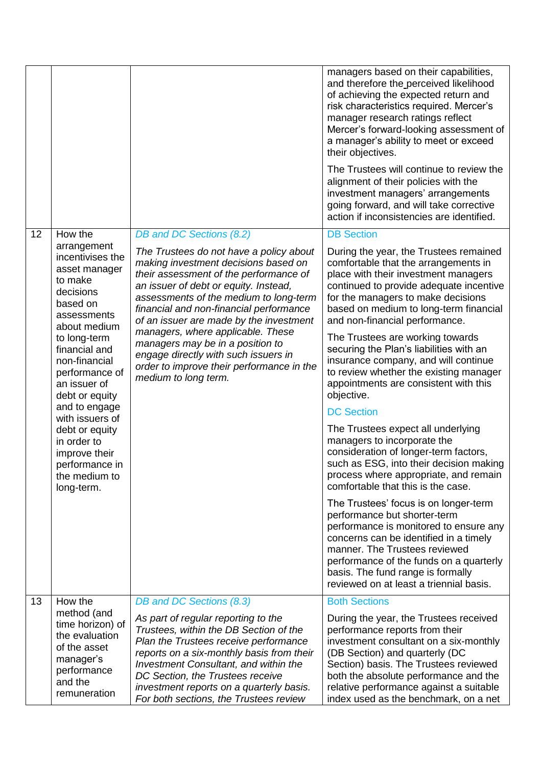| | | | |
|---|---|---|---|
| | | | managers based on their capabilities, and therefore the perceived likelihood of achieving the expected return and risk characteristics required. Mercer's manager research ratings reflect Mercer's forward-looking assessment of a manager's ability to meet or exceed their objectives.<br><br>The Trustees will continue to review the alignment of their policies with the investment managers' arrangements going forward, and will take corrective action if inconsistencies are identified. |
| 12 | How the arrangement incentivises the asset manager to make decisions based on assessments about medium to long-term financial and non-financial performance of an issuer of debt or equity and to engage with issuers of debt or equity in order to improve their performance in the medium to long-term. | DB and DC Sections (8.2)<br><br>*The Trustees do not have a policy about making investment decisions based on their assessment of the performance of an issuer of debt or equity. Instead, assessments of the medium to long-term financial and non-financial performance of an issuer are made by the investment managers, where applicable. These managers may be in a position to engage directly with such issuers in order to improve their performance in the medium to long term.* | DB Section<br><br>During the year, the Trustees remained comfortable that the arrangements in place with their investment managers continued to provide adequate incentive for the managers to make decisions based on medium to long-term financial and non-financial performance.<br><br>The Trustees are working towards securing the Plan's liabilities with an insurance company, and will continue to review whether the existing manager appointments are consistent with this objective.<br><br>DC Section<br><br>The Trustees expect all underlying managers to incorporate the consideration of longer-term factors, such as ESG, into their decision making process where appropriate, and remain comfortable that this is the case.<br><br>The Trustees' focus is on longer-term performance but shorter-term performance is monitored to ensure any concerns can be identified in a timely manner. The Trustees reviewed performance of the funds on a quarterly basis. The fund range is formally reviewed on at least a triennial basis. |
| 13 | How the method (and time horizon) of the evaluation of the asset manager's performance and the remuneration | DB and DC Sections (8.3)<br><br>*As part of regular reporting to the Trustees, within the DB Section of the Plan the Trustees receive performance reports on a six-monthly basis from their Investment Consultant, and within the DC Section, the Trustees receive investment reports on a quarterly basis. For both sections, the Trustees review* | Both Sections<br><br>During the year, the Trustees received performance reports from their investment consultant on a six-monthly (DB Section) and quarterly (DC Section) basis. The Trustees reviewed both the absolute performance and the relative performance against a suitable index used as the benchmark, on a net |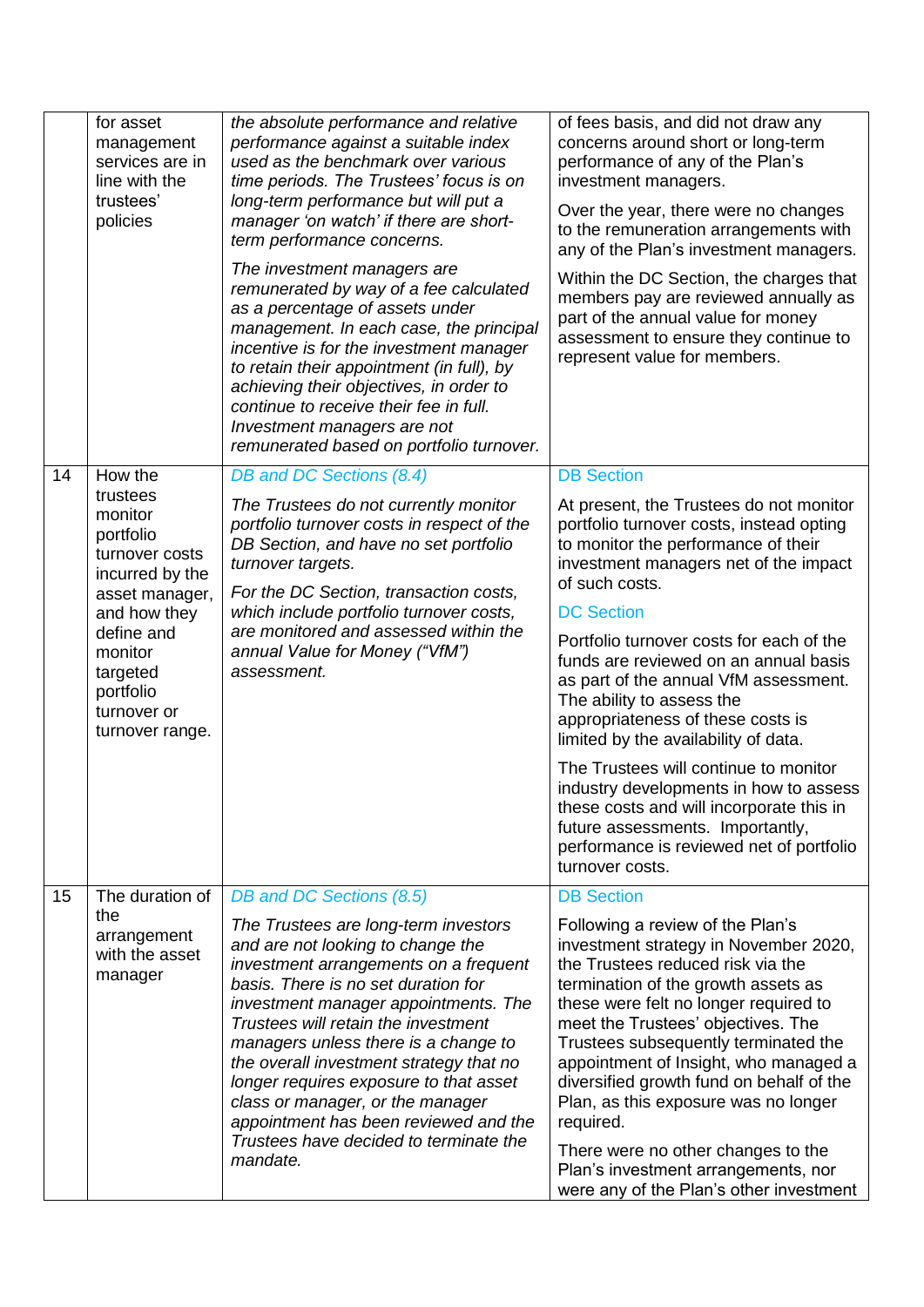| | | | |
|---|---|---|---|
| | for asset management services are in line with the trustees' policies | *the absolute performance and relative performance against a suitable index used as the benchmark over various time periods. The Trustees' focus is on long-term performance but will put a manager 'on watch' if there are short-term performance concerns.*<br><br>*The investment managers are remunerated by way of a fee calculated as a percentage of assets under management. In each case, the principal incentive is for the investment manager to retain their appointment (in full), by achieving their objectives, in order to continue to receive their fee in full. Investment managers are not remunerated based on portfolio turnover.* | of fees basis, and did not draw any concerns around short or long-term performance of any of the Plan's investment managers.<br><br>Over the year, there were no changes to the remuneration arrangements with any of the Plan's investment managers.<br><br>Within the DC Section, the charges that members pay are reviewed annually as part of the annual value for money assessment to ensure they continue to represent value for members. |
| 14 | How the trustees monitor portfolio turnover costs incurred by the asset manager, and how they define and monitor targeted portfolio turnover or turnover range. | *DB and DC Sections (8.4)*<br><br>*The Trustees do not currently monitor portfolio turnover costs in respect of the DB Section, and have no set portfolio turnover targets.*<br><br>*For the DC Section, transaction costs, which include portfolio turnover costs, are monitored and assessed within the annual Value for Money ("VfM") assessment.* | DB Section<br><br>At present, the Trustees do not monitor portfolio turnover costs, instead opting to monitor the performance of their investment managers net of the impact of such costs.<br><br>DC Section<br><br>Portfolio turnover costs for each of the funds are reviewed on an annual basis as part of the annual VfM assessment. The ability to assess the appropriateness of these costs is limited by the availability of data.<br><br>The Trustees will continue to monitor industry developments in how to assess these costs and will incorporate this in future assessments. Importantly, performance is reviewed net of portfolio turnover costs. |
| 15 | The duration of the arrangement with the asset manager | *DB and DC Sections (8.5)*<br><br>*The Trustees are long-term investors and are not looking to change the investment arrangements on a frequent basis. There is no set duration for investment manager appointments. The Trustees will retain the investment managers unless there is a change to the overall investment strategy that no longer requires exposure to that asset class or manager, or the manager appointment has been reviewed and the Trustees have decided to terminate the mandate.* | DB Section<br><br>Following a review of the Plan's investment strategy in November 2020, the Trustees reduced risk via the termination of the growth assets as these were felt no longer required to meet the Trustees' objectives. The Trustees subsequently terminated the appointment of Insight, who managed a diversified growth fund on behalf of the Plan, as this exposure was no longer required.<br><br>There were no other changes to the Plan's investment arrangements, nor were any of the Plan's other investment |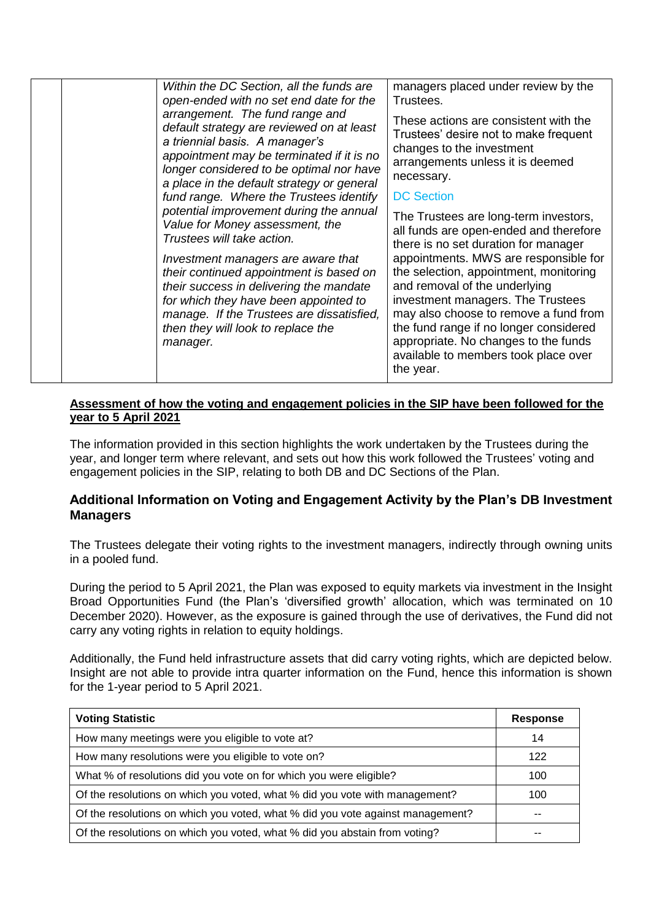| | | Within the DC Section, all the funds are open-ended with no set end date for the arrangement. The fund range and default strategy are reviewed on at least a triennial basis. A manager's appointment may be terminated if it is no longer considered to be optimal nor have a place in the default strategy or general fund range. Where the Trustees identify potential improvement during the annual Value for Money assessment, the Trustees will take action.<br><br>Investment managers are aware that their continued appointment is based on their success in delivering the mandate for which they have been appointed to manage. If the Trustees are dissatisfied, then they will look to replace the manager. | managers placed under review by the Trustees.<br><br>These actions are consistent with the Trustees' desire not to make frequent changes to the investment arrangements unless it is deemed necessary.<br><br>DC Section<br><br>The Trustees are long-term investors, all funds are open-ended and therefore there is no set duration for manager appointments. MWS are responsible for the selection, appointment, monitoring and removal of the underlying investment managers. The Trustees may also choose to remove a fund from the fund range if no longer considered appropriate. No changes to the funds available to members took place over the year. |
|---|---|---|---|

**<u>Assessment of how the voting and engagement policies in the SIP have been followed for the year to 5 April 2021</u>**

The information provided in this section highlights the work undertaken by the Trustees during the year, and longer term where relevant, and sets out how this work followed the Trustees' voting and engagement policies in the SIP, relating to both DB and DC Sections of the Plan.

### Additional Information on Voting and Engagement Activity by the Plan's DB Investment Managers

The Trustees delegate their voting rights to the investment managers, indirectly through owning units in a pooled fund.

During the period to 5 April 2021, the Plan was exposed to equity markets via investment in the Insight Broad Opportunities Fund (the Plan's 'diversified growth' allocation, which was terminated on 10 December 2020). However, as the exposure is gained through the use of derivatives, the Fund did not carry any voting rights in relation to equity holdings.

Additionally, the Fund held infrastructure assets that did carry voting rights, which are depicted below. Insight are not able to provide intra quarter information on the Fund, hence this information is shown for the 1-year period to 5 April 2021.

| Voting Statistic | Response |
|---|---|
| How many meetings were you eligible to vote at? | 14 |
| How many resolutions were you eligible to vote on? | 122 |
| What % of resolutions did you vote on for which you were eligible? | 100 |
| Of the resolutions on which you voted, what % did you vote with management? | 100 |
| Of the resolutions on which you voted, what % did you vote against management? | -- |
| Of the resolutions on which you voted, what % did you abstain from voting? | -- |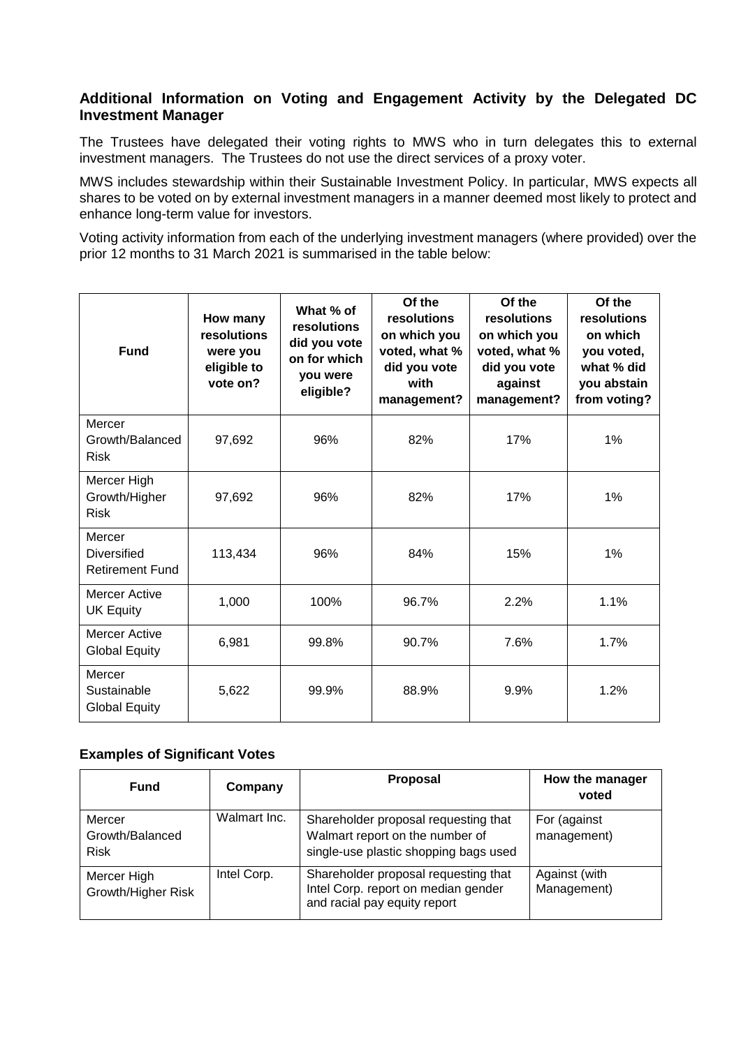## Additional Information on Voting and Engagement Activity by the Delegated DC Investment Manager

The Trustees have delegated their voting rights to MWS who in turn delegates this to external investment managers. The Trustees do not use the direct services of a proxy voter.

MWS includes stewardship within their Sustainable Investment Policy. In particular, MWS expects all shares to be voted on by external investment managers in a manner deemed most likely to protect and enhance long-term value for investors.

Voting activity information from each of the underlying investment managers (where provided) over the prior 12 months to 31 March 2021 is summarised in the table below:

| Fund | How many resolutions were you eligible to vote on? | What % of resolutions did you vote on for which you were eligible? | Of the resolutions on which you voted, what % did you vote with management? | Of the resolutions on which you voted, what % did you vote against management? | Of the resolutions on which you voted, what % did you abstain from voting? |
|---|---|---|---|---|---|
| Mercer Growth/Balanced Risk | 97,692 | 96% | 82% | 17% | 1% |
| Mercer High Growth/Higher Risk | 97,692 | 96% | 82% | 17% | 1% |
| Mercer Diversified Retirement Fund | 113,434 | 96% | 84% | 15% | 1% |
| Mercer Active UK Equity | 1,000 | 100% | 96.7% | 2.2% | 1.1% |
| Mercer Active Global Equity | 6,981 | 99.8% | 90.7% | 7.6% | 1.7% |
| Mercer Sustainable Global Equity | 5,622 | 99.9% | 88.9% | 9.9% | 1.2% |

### Examples of Significant Votes

| Fund | Company | Proposal | How the manager voted |
|---|---|---|---|
| Mercer Growth/Balanced Risk | Walmart Inc. | Shareholder proposal requesting that Walmart report on the number of single-use plastic shopping bags used | For (against management) |
| Mercer High Growth/Higher Risk | Intel Corp. | Shareholder proposal requesting that Intel Corp. report on median gender and racial pay equity report | Against (with Management) |